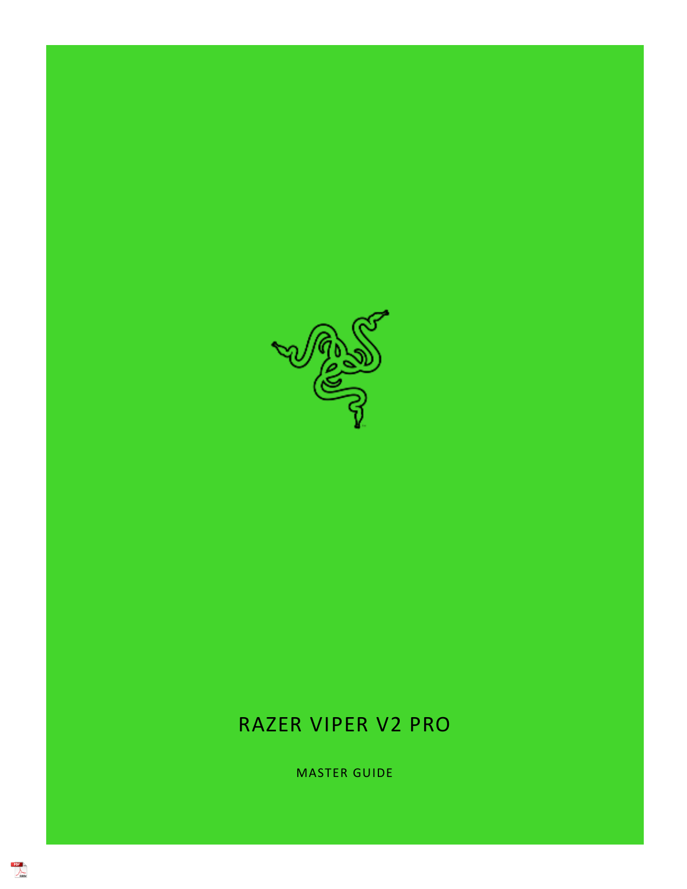# RAZER VIPER V2 PRO

MASTER GUIDE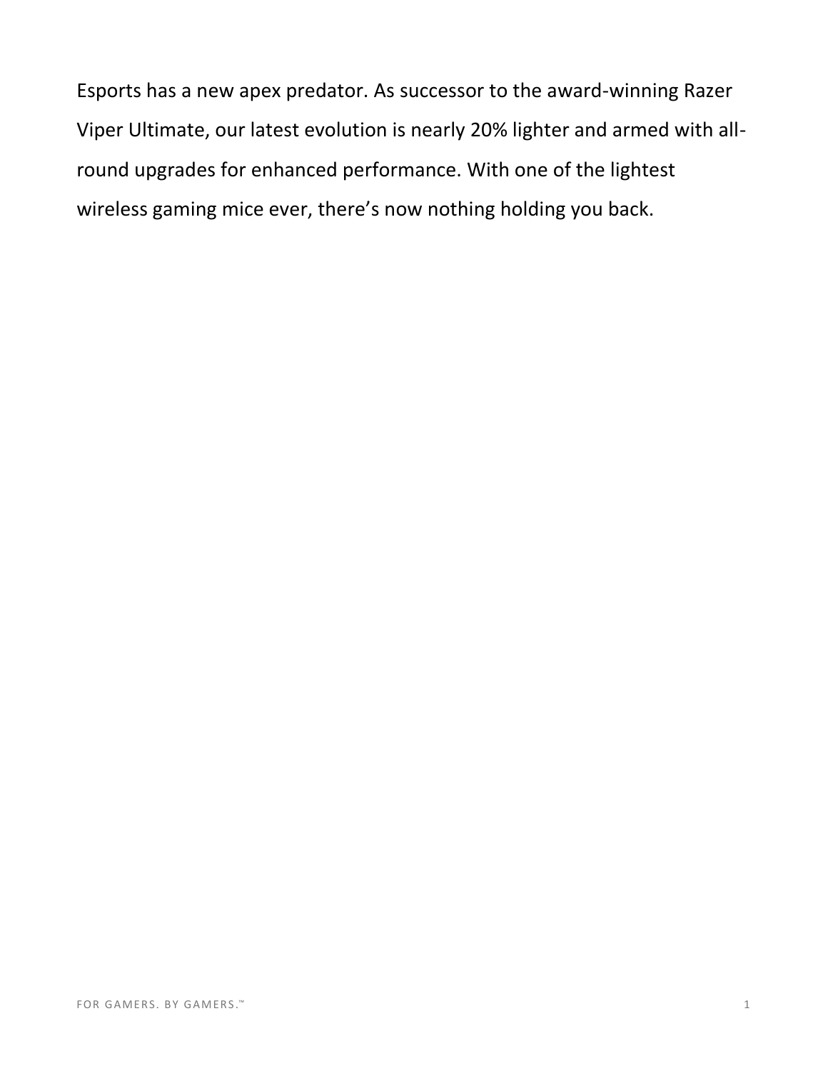Esports has a new apex predator. As successor to the award-winning Razer Viper Ultimate, our latest evolution is nearly 20% lighter and armed with all-round upgrades for enhanced performance. With one of the lightest wireless gaming mice ever, there's now nothing holding you back.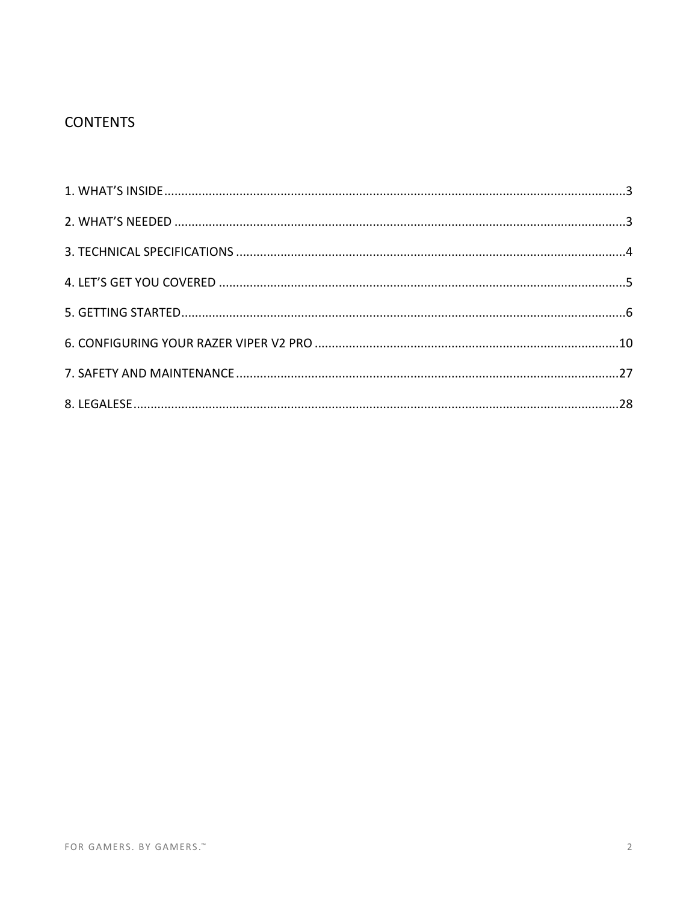# CONTENTS

1. WHAT'S INSIDE.....3
2. WHAT'S NEEDED.....3
3. TECHNICAL SPECIFICATIONS.....4
4. LET'S GET YOU COVERED.....5
5. GETTING STARTED.....6
6. CONFIGURING YOUR RAZER VIPER V2 PRO.....10
7. SAFETY AND MAINTENANCE.....27
8. LEGALESE.....28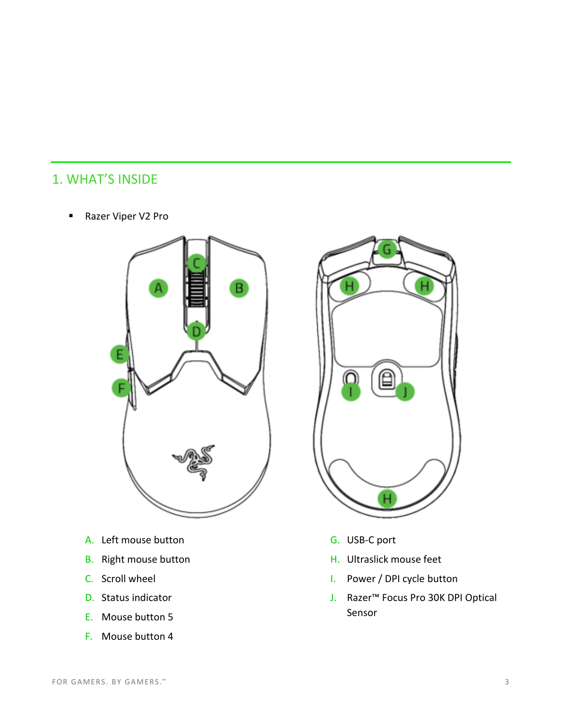## 1. WHAT'S INSIDE

- Razer Viper V2 Pro

A. Left mouse button
B. Right mouse button
C. Scroll wheel
D. Status indicator
E. Mouse button 5
F. Mouse button 4
G. USB-C port
H. Ultraslick mouse feet
I. Power / DPI cycle button
J. Razer™ Focus Pro 30K DPI Optical Sensor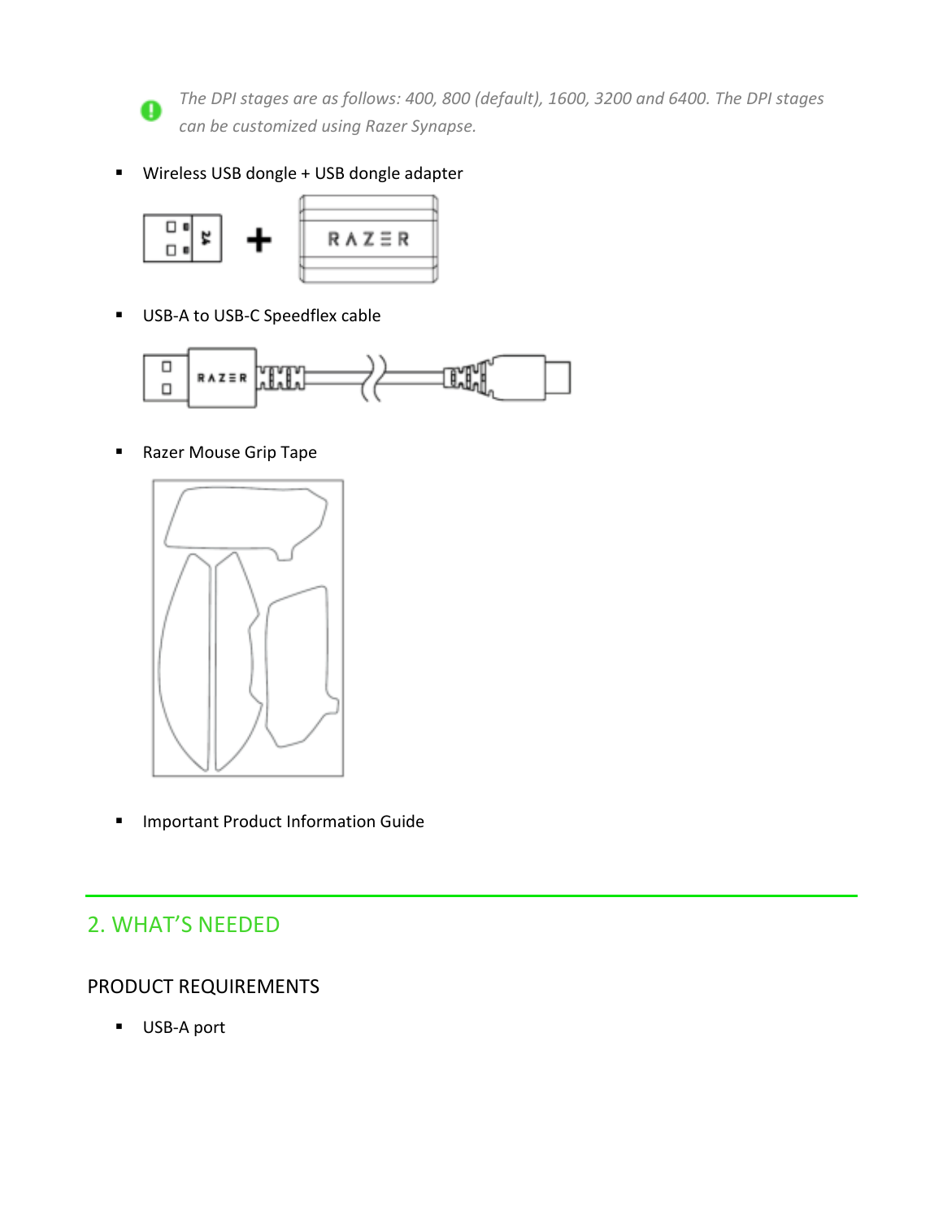*The DPI stages are as follows: 400, 800 (default), 1600, 3200 and 6400. The DPI stages can be customized using Razer Synapse.*

- Wireless USB dongle + USB dongle adapter
- USB-A to USB-C Speedflex cable
- Razer Mouse Grip Tape
- Important Product Information Guide

## 2. WHAT'S NEEDED

### PRODUCT REQUIREMENTS

- USB-A port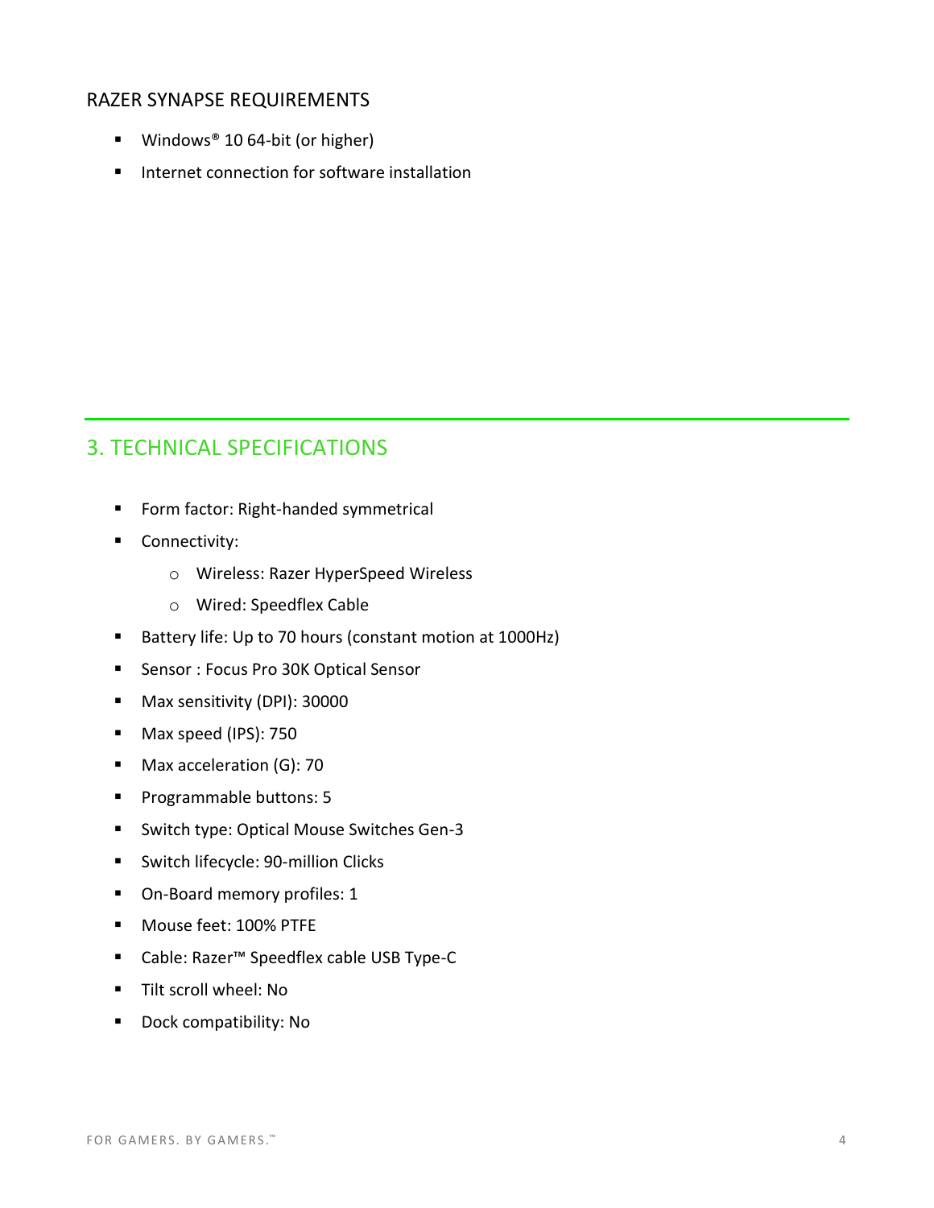### RAZER SYNAPSE REQUIREMENTS

- Windows® 10 64-bit (or higher)
- Internet connection for software installation

## 3. TECHNICAL SPECIFICATIONS

- Form factor: Right-handed symmetrical
- Connectivity:
  - Wireless: Razer HyperSpeed Wireless
  - Wired: Speedflex Cable
- Battery life: Up to 70 hours (constant motion at 1000Hz)
- Sensor : Focus Pro 30K Optical Sensor
- Max sensitivity (DPI): 30000
- Max speed (IPS): 750
- Max acceleration (G): 70
- Programmable buttons: 5
- Switch type: Optical Mouse Switches Gen-3
- Switch lifecycle: 90-million Clicks
- On-Board memory profiles: 1
- Mouse feet: 100% PTFE
- Cable: Razer™ Speedflex cable USB Type-C
- Tilt scroll wheel: No
- Dock compatibility: No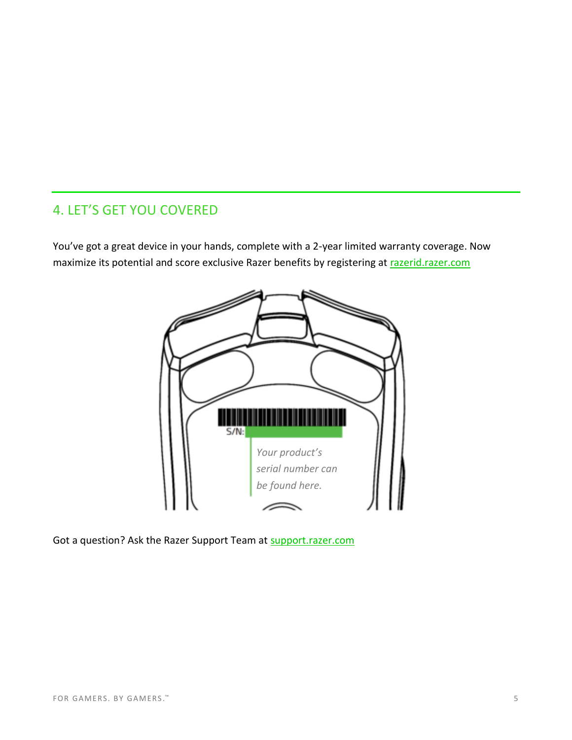## 4. LET'S GET YOU COVERED

You've got a great device in your hands, complete with a 2-year limited warranty coverage. Now maximize its potential and score exclusive Razer benefits by registering at razerid.razer.com

S/N:

*Your product's serial number can be found here.*

Got a question? Ask the Razer Support Team at support.razer.com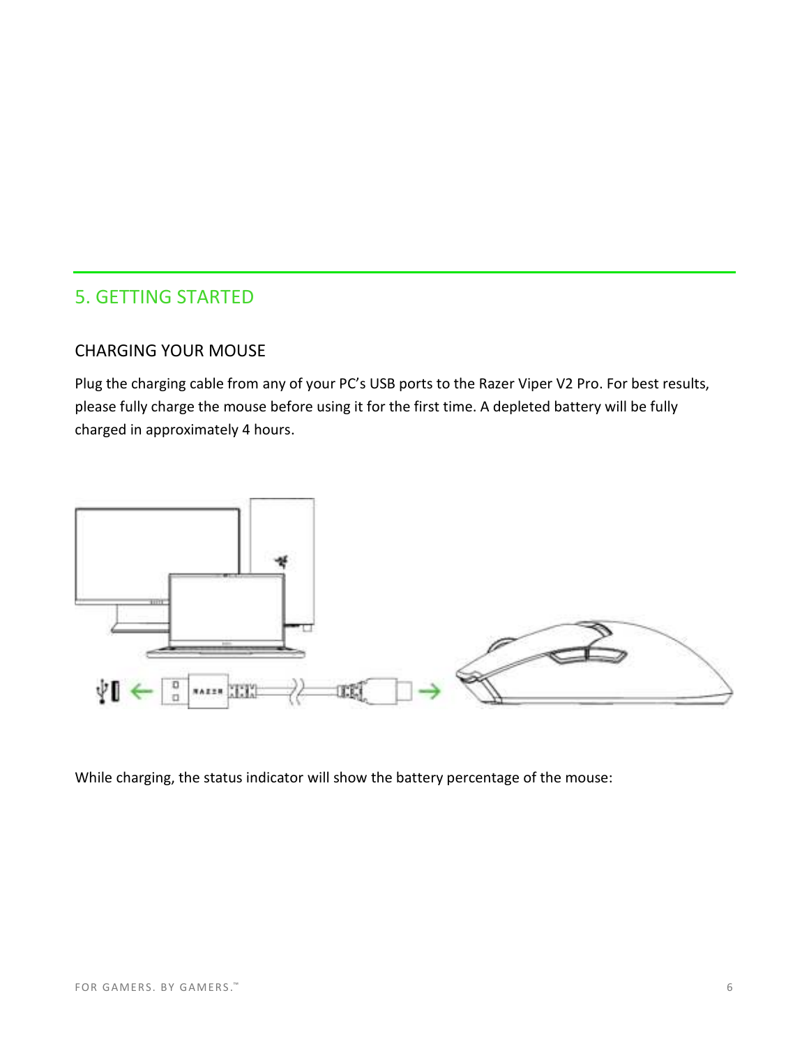## 5. GETTING STARTED

### CHARGING YOUR MOUSE

Plug the charging cable from any of your PC's USB ports to the Razer Viper V2 Pro. For best results, please fully charge the mouse before using it for the first time. A depleted battery will be fully charged in approximately 4 hours.

While charging, the status indicator will show the battery percentage of the mouse: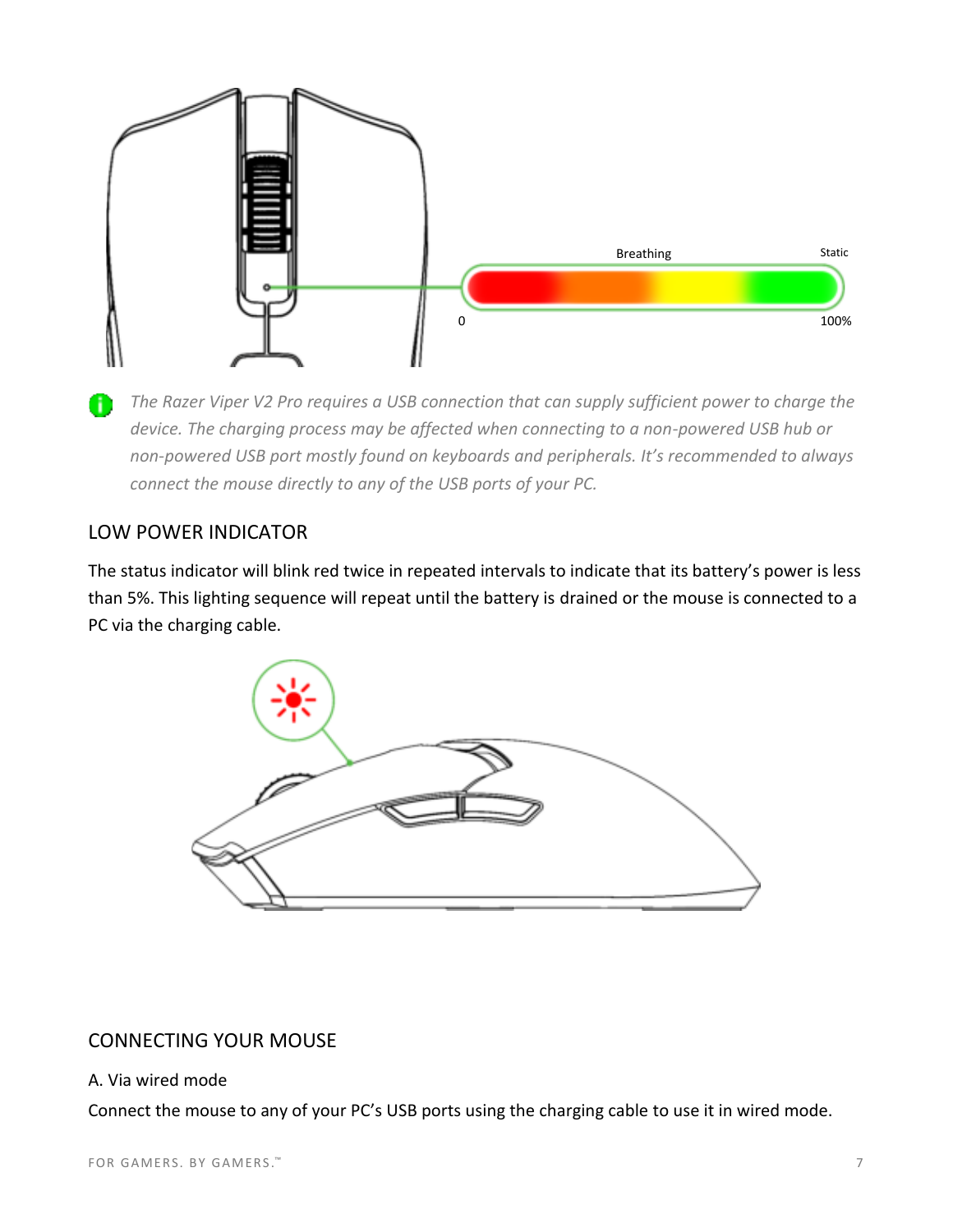*The Razer Viper V2 Pro requires a USB connection that can supply sufficient power to charge the device. The charging process may be affected when connecting to a non-powered USB hub or non-powered USB port mostly found on keyboards and peripherals. It's recommended to always connect the mouse directly to any of the USB ports of your PC.*

## LOW POWER INDICATOR

The status indicator will blink red twice in repeated intervals to indicate that its battery's power is less than 5%. This lighting sequence will repeat until the battery is drained or the mouse is connected to a PC via the charging cable.

## CONNECTING YOUR MOUSE

A. Via wired mode

Connect the mouse to any of your PC's USB ports using the charging cable to use it in wired mode.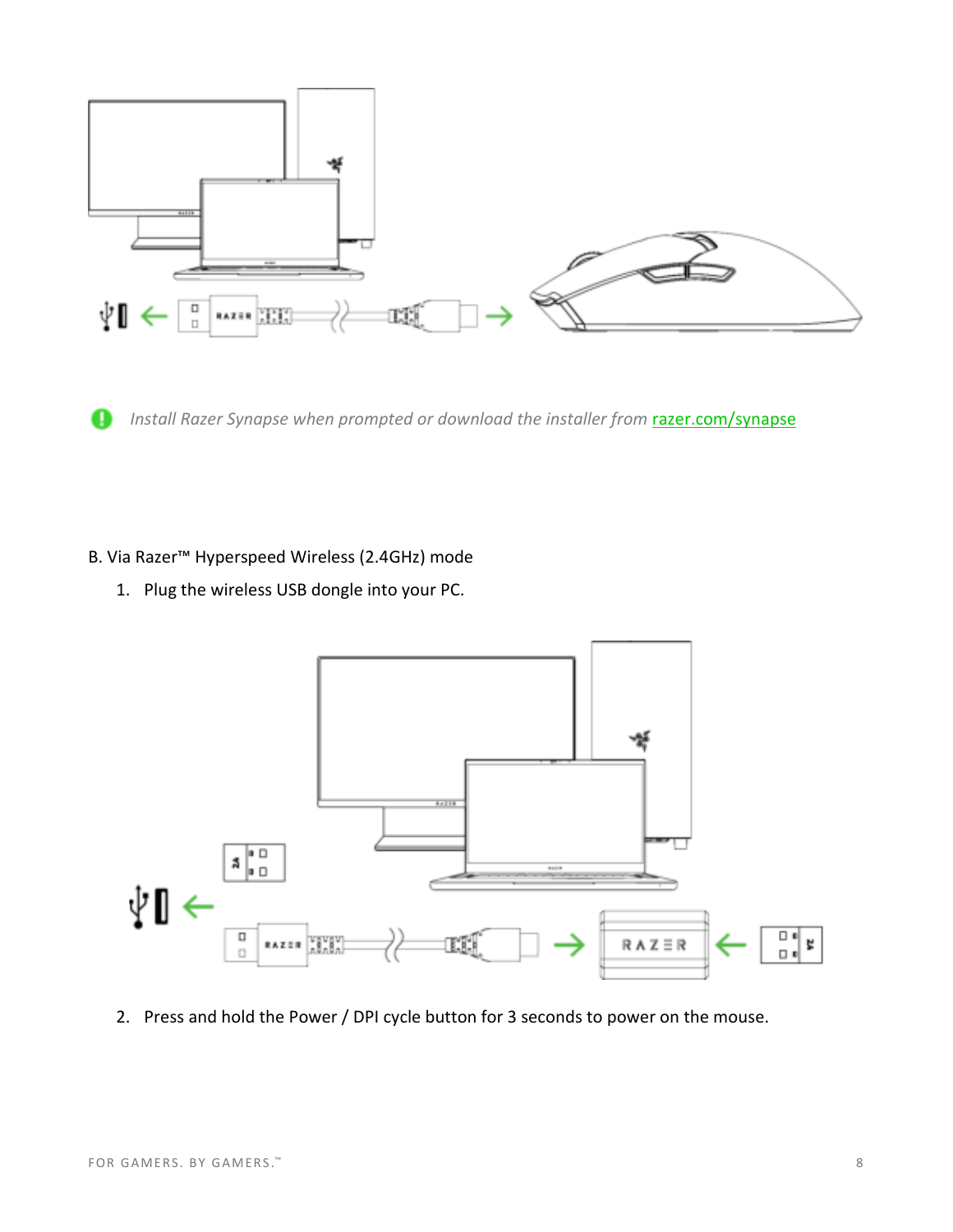*Install Razer Synapse when prompted or download the installer from [razer.com/synapse](razer.com/synapse)*

B. Via Razer™ Hyperspeed Wireless (2.4GHz) mode

1. Plug the wireless USB dongle into your PC.

2. Press and hold the Power / DPI cycle button for 3 seconds to power on the mouse.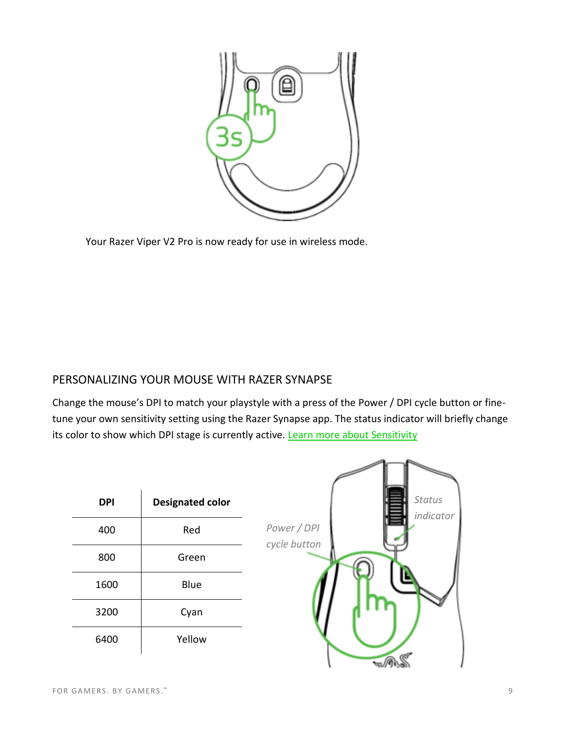Your Razer Viper V2 Pro is now ready for use in wireless mode.

## PERSONALIZING YOUR MOUSE WITH RAZER SYNAPSE

Change the mouse's DPI to match your playstyle with a press of the Power / DPI cycle button or fine-tune your own sensitivity setting using the Razer Synapse app. The status indicator will briefly change its color to show which DPI stage is currently active. [Learn more about Sensitivity]

| DPI | Designated color |
| --- | --- |
| 400 | Red |
| 800 | Green |
| 1600 | Blue |
| 3200 | Cyan |
| 6400 | Yellow |

*Power / DPI cycle button*

*Status indicator*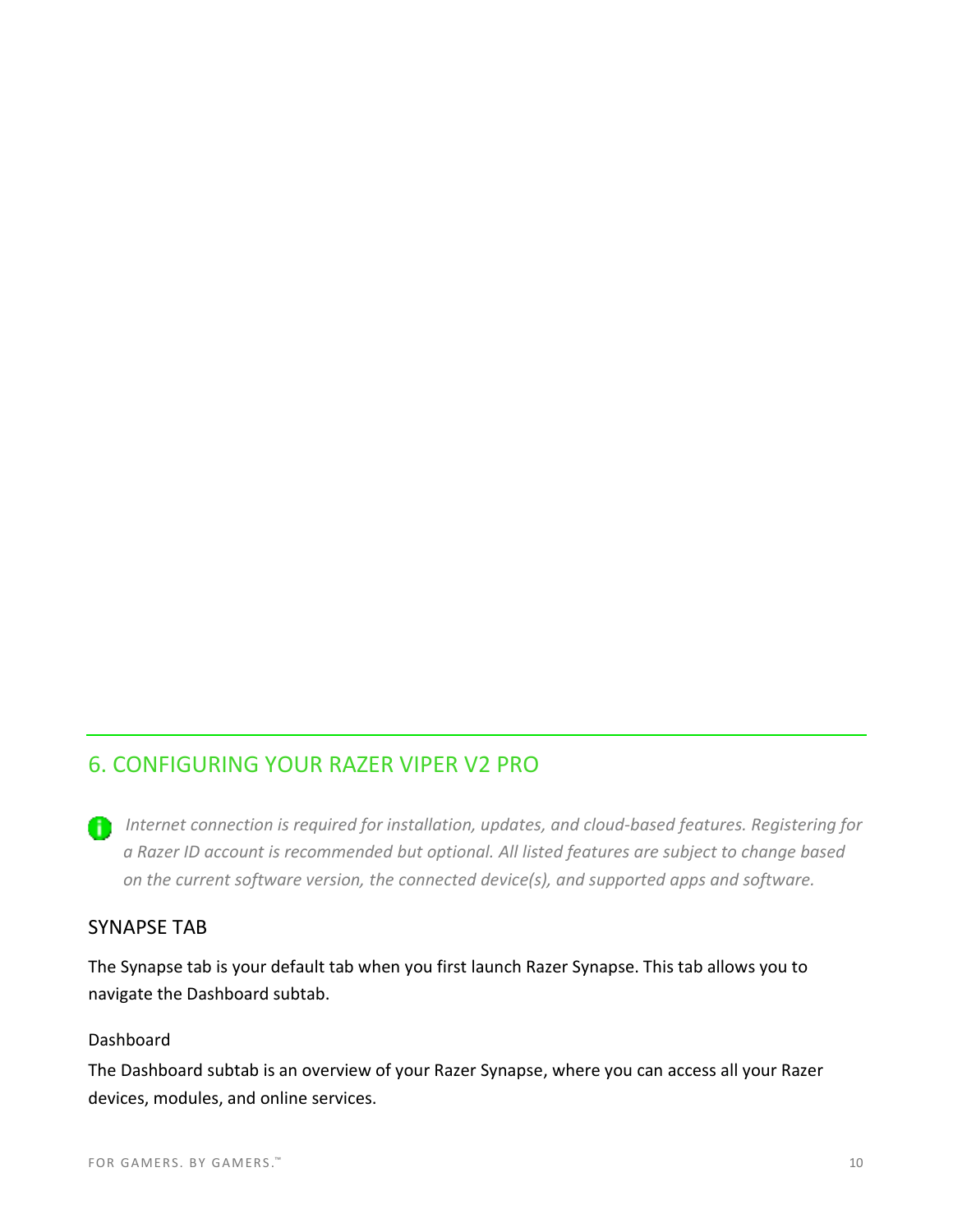## 6. CONFIGURING YOUR RAZER VIPER V2 PRO

*Internet connection is required for installation, updates, and cloud-based features. Registering for a Razer ID account is recommended but optional. All listed features are subject to change based on the current software version, the connected device(s), and supported apps and software.*

### SYNAPSE TAB

The Synapse tab is your default tab when you first launch Razer Synapse. This tab allows you to navigate the Dashboard subtab.

#### Dashboard

The Dashboard subtab is an overview of your Razer Synapse, where you can access all your Razer devices, modules, and online services.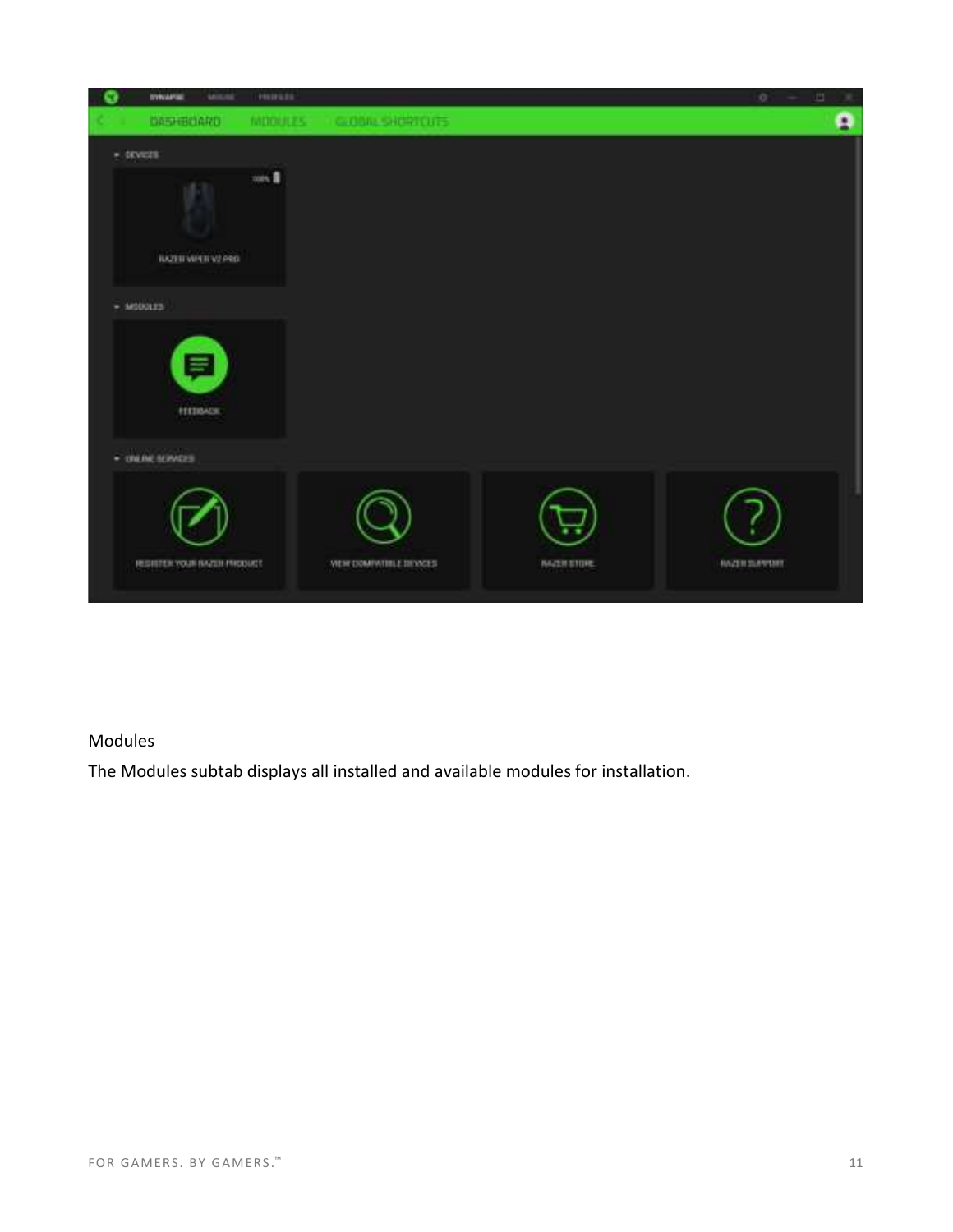Modules

The Modules subtab displays all installed and available modules for installation.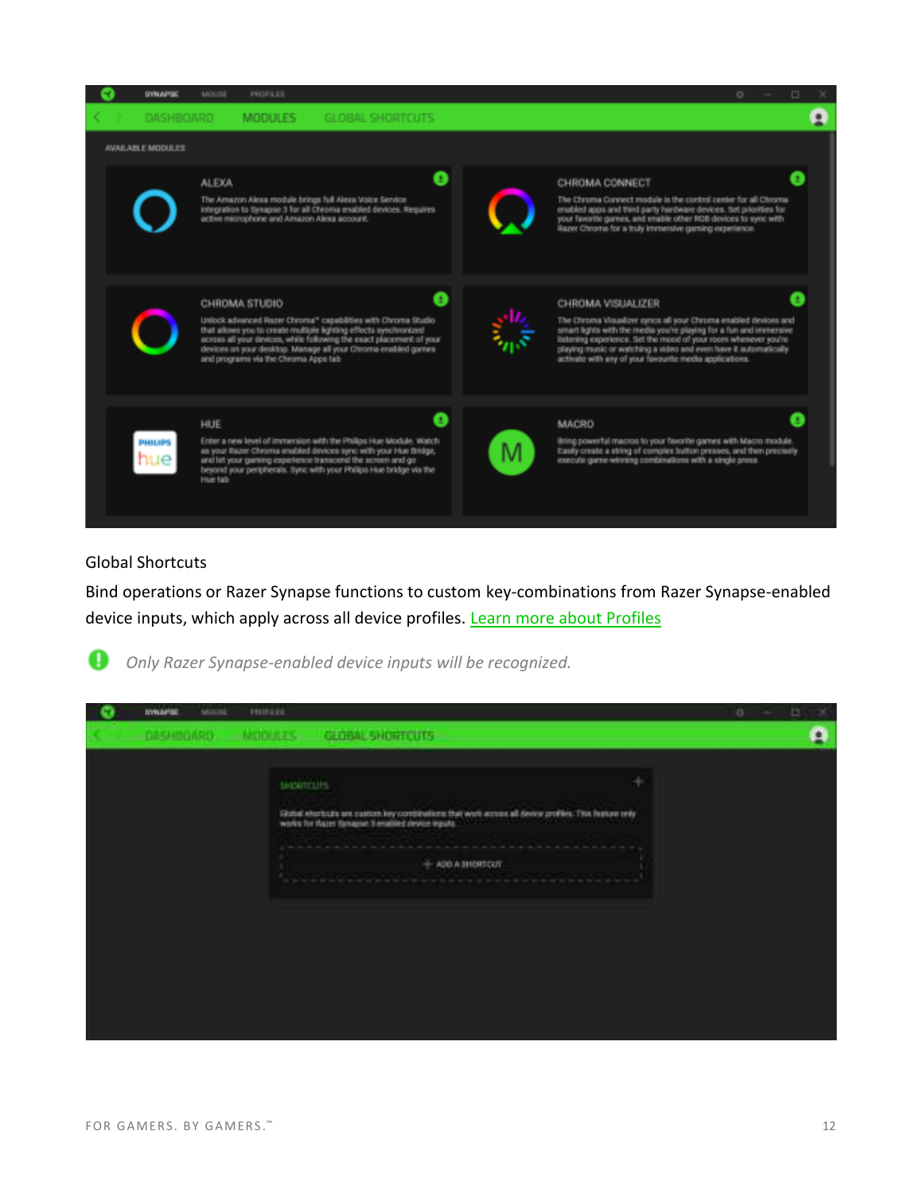Global Shortcuts

Bind operations or Razer Synapse functions to custom key-combinations from Razer Synapse-enabled device inputs, which apply across all device profiles. [Learn more about Profiles](#)

*Only Razer Synapse-enabled device inputs will be recognized.*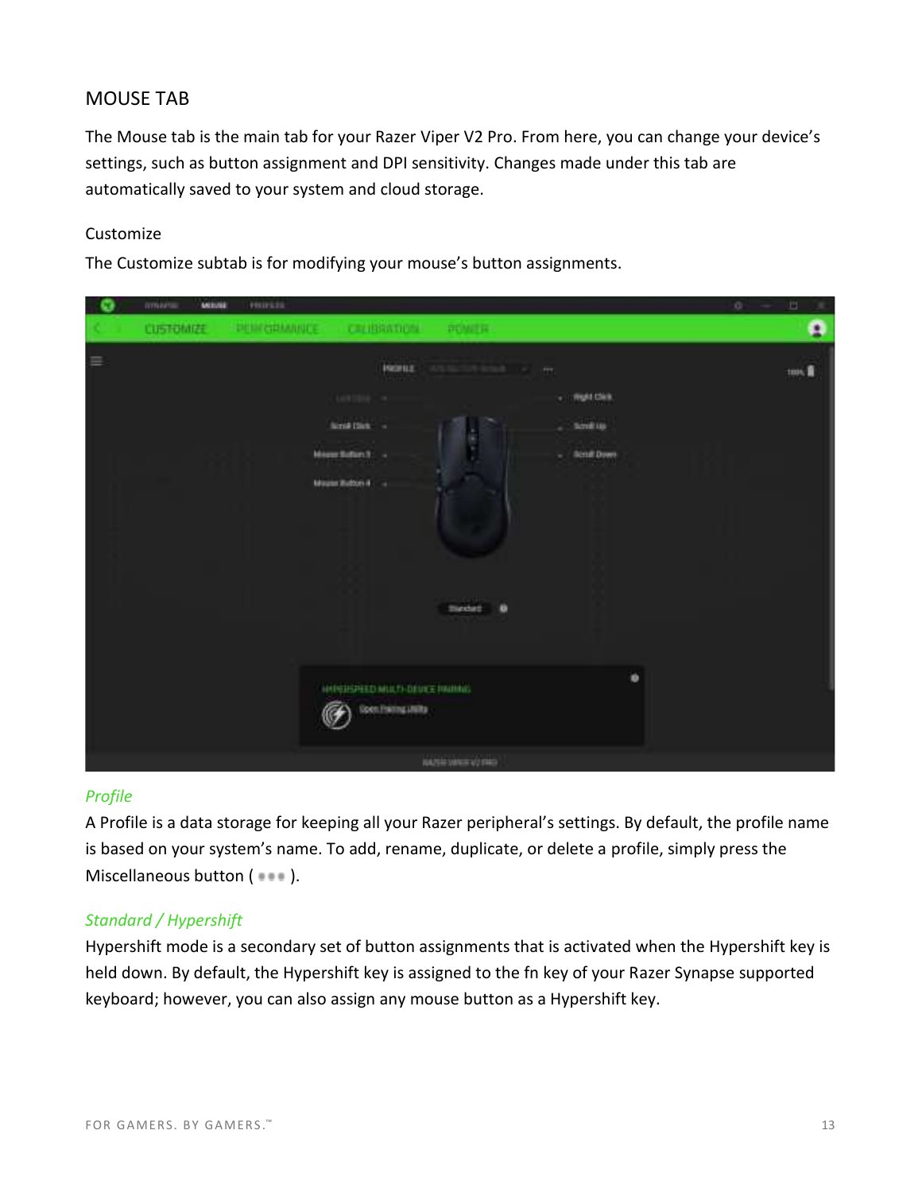## MOUSE TAB

The Mouse tab is the main tab for your Razer Viper V2 Pro. From here, you can change your device's settings, such as button assignment and DPI sensitivity. Changes made under this tab are automatically saved to your system and cloud storage.

### Customize

The Customize subtab is for modifying your mouse's button assignments.

*Profile*

A Profile is a data storage for keeping all your Razer peripheral's settings. By default, the profile name is based on your system's name. To add, rename, duplicate, or delete a profile, simply press the Miscellaneous button ( ••• ).

*Standard / Hypershift*

Hypershift mode is a secondary set of button assignments that is activated when the Hypershift key is held down. By default, the Hypershift key is assigned to the fn key of your Razer Synapse supported keyboard; however, you can also assign any mouse button as a Hypershift key.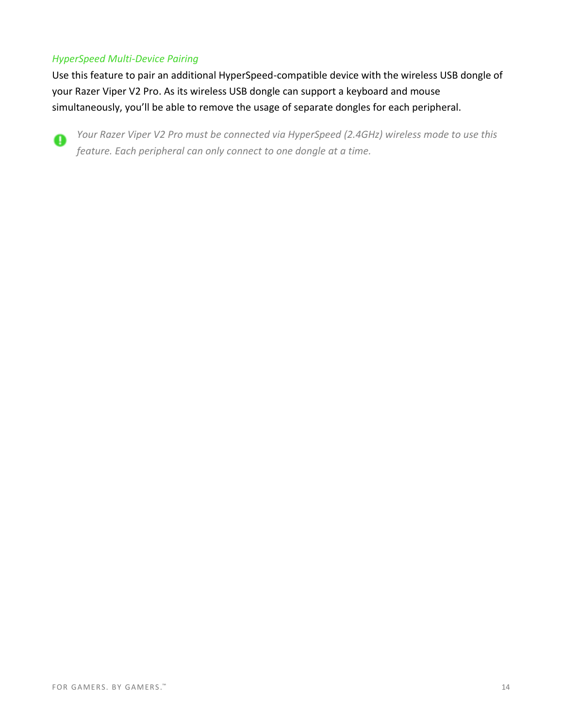*HyperSpeed Multi-Device Pairing*

Use this feature to pair an additional HyperSpeed-compatible device with the wireless USB dongle of your Razer Viper V2 Pro. As its wireless USB dongle can support a keyboard and mouse simultaneously, you'll be able to remove the usage of separate dongles for each peripheral.

*Your Razer Viper V2 Pro must be connected via HyperSpeed (2.4GHz) wireless mode to use this feature. Each peripheral can only connect to one dongle at a time.*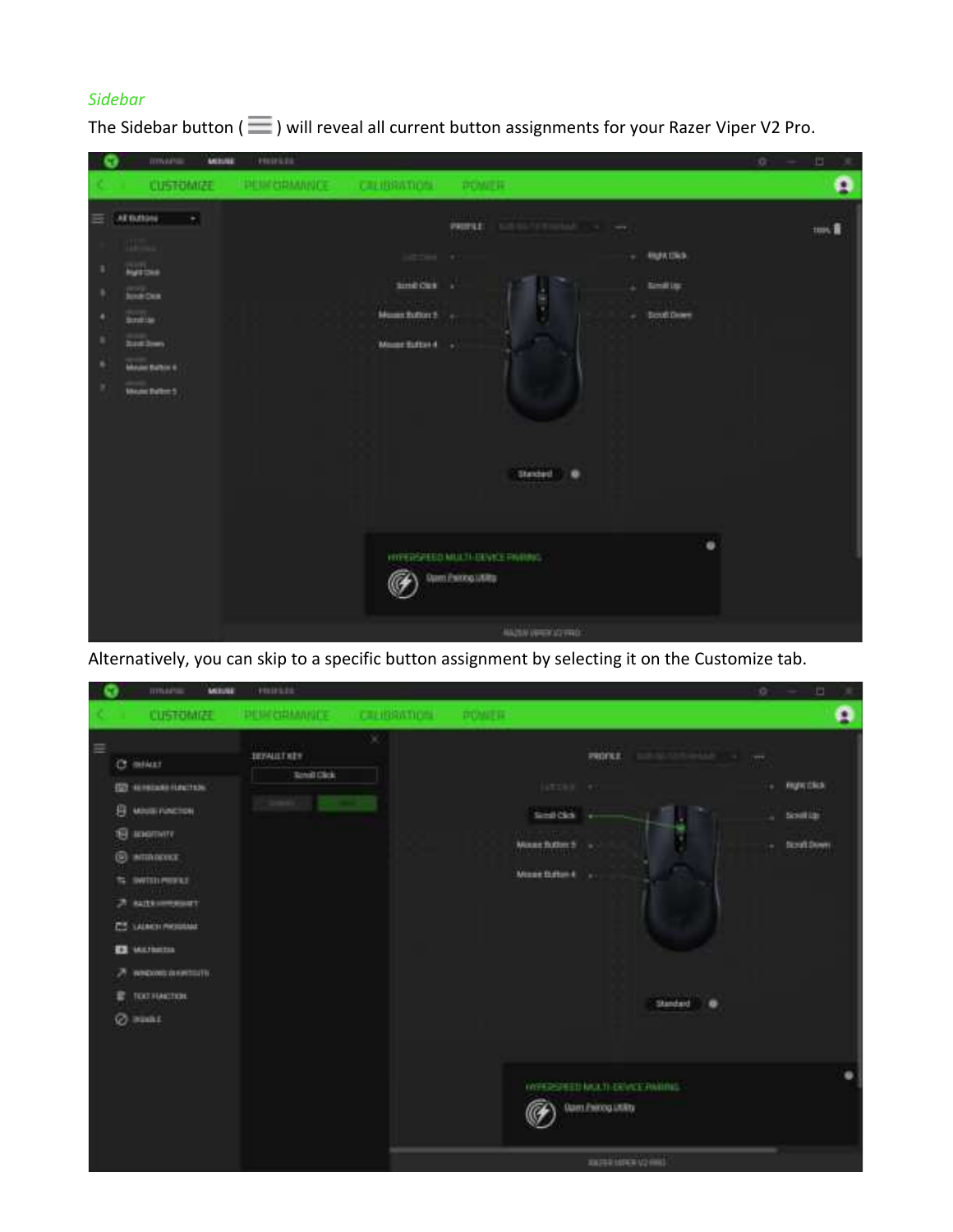### *Sidebar*

The Sidebar button ( ☰ ) will reveal all current button assignments for your Razer Viper V2 Pro.

Alternatively, you can skip to a specific button assignment by selecting it on the Customize tab.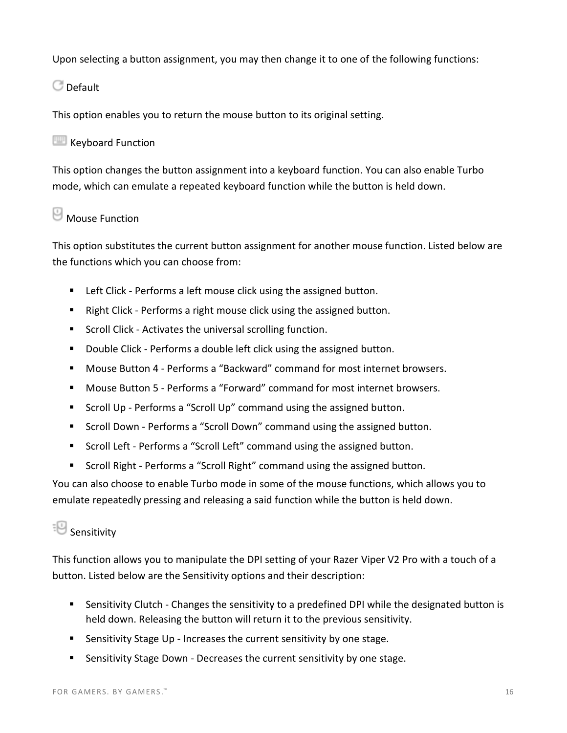Upon selecting a button assignment, you may then change it to one of the following functions:

Default

This option enables you to return the mouse button to its original setting.

Keyboard Function

This option changes the button assignment into a keyboard function. You can also enable Turbo mode, which can emulate a repeated keyboard function while the button is held down.

Mouse Function

This option substitutes the current button assignment for another mouse function. Listed below are the functions which you can choose from:

- Left Click - Performs a left mouse click using the assigned button.
- Right Click - Performs a right mouse click using the assigned button.
- Scroll Click - Activates the universal scrolling function.
- Double Click - Performs a double left click using the assigned button.
- Mouse Button 4 - Performs a “Backward” command for most internet browsers.
- Mouse Button 5 - Performs a “Forward” command for most internet browsers.
- Scroll Up - Performs a “Scroll Up” command using the assigned button.
- Scroll Down - Performs a “Scroll Down” command using the assigned button.
- Scroll Left - Performs a “Scroll Left” command using the assigned button.
- Scroll Right - Performs a “Scroll Right” command using the assigned button.

You can also choose to enable Turbo mode in some of the mouse functions, which allows you to emulate repeatedly pressing and releasing a said function while the button is held down.

Sensitivity

This function allows you to manipulate the DPI setting of your Razer Viper V2 Pro with a touch of a button. Listed below are the Sensitivity options and their description:

- Sensitivity Clutch - Changes the sensitivity to a predefined DPI while the designated button is held down. Releasing the button will return it to the previous sensitivity.
- Sensitivity Stage Up - Increases the current sensitivity by one stage.
- Sensitivity Stage Down - Decreases the current sensitivity by one stage.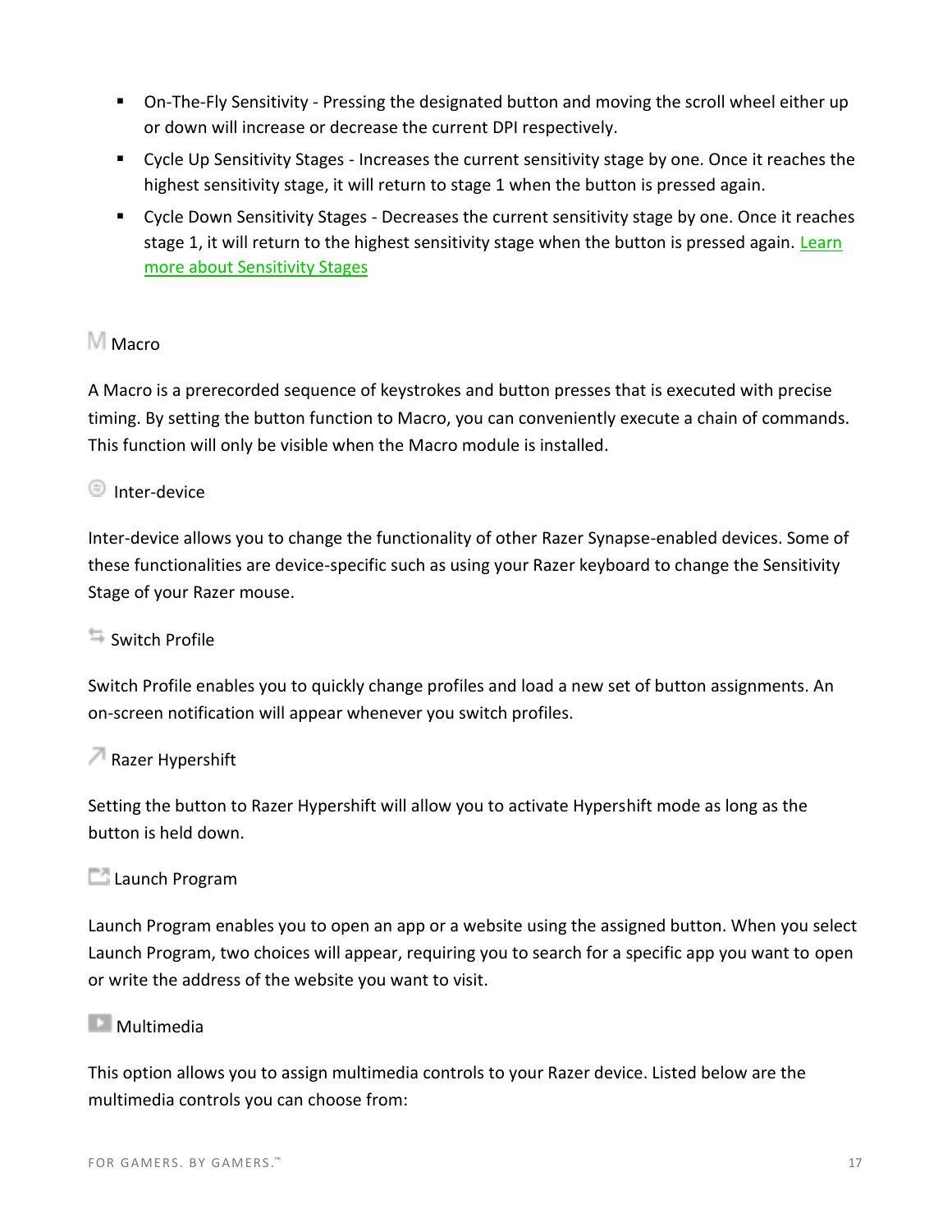- On-The-Fly Sensitivity - Pressing the designated button and moving the scroll wheel either up or down will increase or decrease the current DPI respectively.
- Cycle Up Sensitivity Stages - Increases the current sensitivity stage by one. Once it reaches the highest sensitivity stage, it will return to stage 1 when the button is pressed again.
- Cycle Down Sensitivity Stages - Decreases the current sensitivity stage by one. Once it reaches stage 1, it will return to the highest sensitivity stage when the button is pressed again. Learn more about Sensitivity Stages

### Macro

A Macro is a prerecorded sequence of keystrokes and button presses that is executed with precise timing. By setting the button function to Macro, you can conveniently execute a chain of commands. This function will only be visible when the Macro module is installed.

### Inter-device

Inter-device allows you to change the functionality of other Razer Synapse-enabled devices. Some of these functionalities are device-specific such as using your Razer keyboard to change the Sensitivity Stage of your Razer mouse.

### Switch Profile

Switch Profile enables you to quickly change profiles and load a new set of button assignments. An on-screen notification will appear whenever you switch profiles.

### Razer Hypershift

Setting the button to Razer Hypershift will allow you to activate Hypershift mode as long as the button is held down.

### Launch Program

Launch Program enables you to open an app or a website using the assigned button. When you select Launch Program, two choices will appear, requiring you to search for a specific app you want to open or write the address of the website you want to visit.

### Multimedia

This option allows you to assign multimedia controls to your Razer device. Listed below are the multimedia controls you can choose from: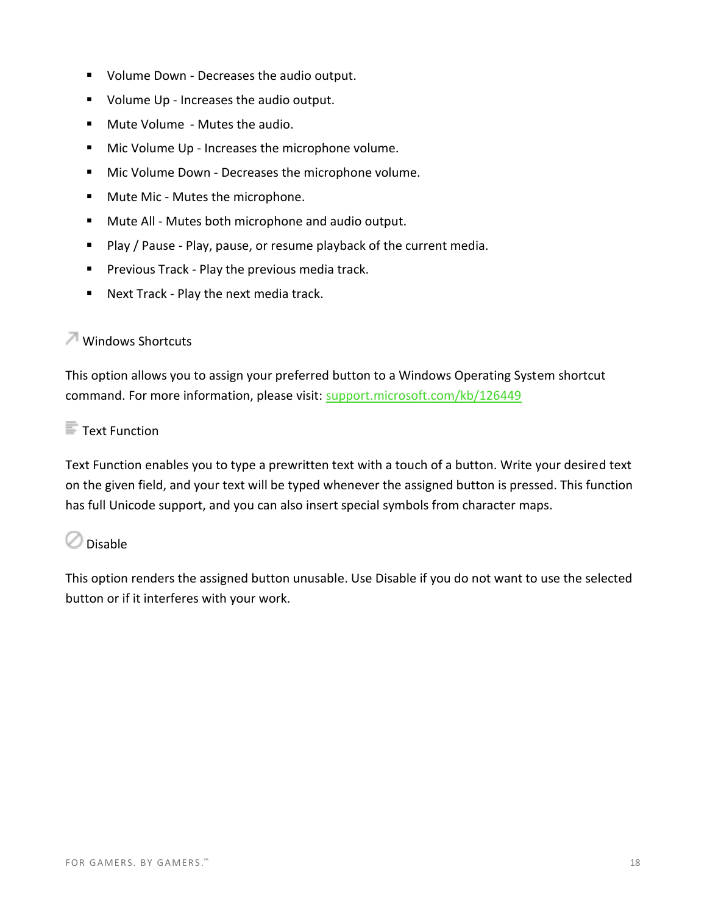- Volume Down - Decreases the audio output.
- Volume Up - Increases the audio output.
- Mute Volume - Mutes the audio.
- Mic Volume Up - Increases the microphone volume.
- Mic Volume Down - Decreases the microphone volume.
- Mute Mic - Mutes the microphone.
- Mute All - Mutes both microphone and audio output.
- Play / Pause - Play, pause, or resume playback of the current media.
- Previous Track - Play the previous media track.
- Next Track - Play the next media track.

Windows Shortcuts

This option allows you to assign your preferred button to a Windows Operating System shortcut command. For more information, please visit: [support.microsoft.com/kb/126449](support.microsoft.com/kb/126449)

Text Function

Text Function enables you to type a prewritten text with a touch of a button. Write your desired text on the given field, and your text will be typed whenever the assigned button is pressed. This function has full Unicode support, and you can also insert special symbols from character maps.

Disable

This option renders the assigned button unusable. Use Disable if you do not want to use the selected button or if it interferes with your work.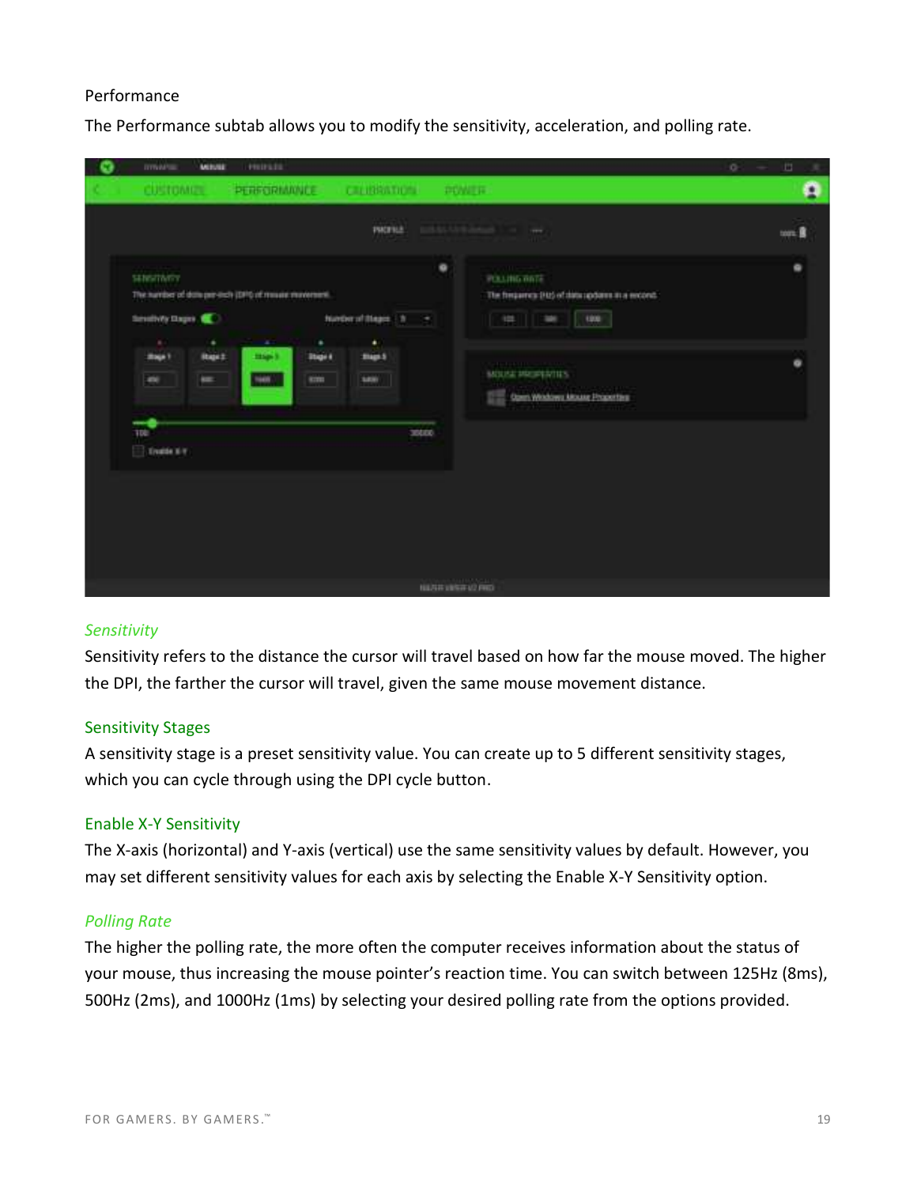Performance

The Performance subtab allows you to modify the sensitivity, acceleration, and polling rate.

*Sensitivity*

Sensitivity refers to the distance the cursor will travel based on how far the mouse moved. The higher the DPI, the farther the cursor will travel, given the same mouse movement distance.

Sensitivity Stages

A sensitivity stage is a preset sensitivity value. You can create up to 5 different sensitivity stages, which you can cycle through using the DPI cycle button.

Enable X-Y Sensitivity

The X-axis (horizontal) and Y-axis (vertical) use the same sensitivity values by default. However, you may set different sensitivity values for each axis by selecting the Enable X-Y Sensitivity option.

*Polling Rate*

The higher the polling rate, the more often the computer receives information about the status of your mouse, thus increasing the mouse pointer's reaction time. You can switch between 125Hz (8ms), 500Hz (2ms), and 1000Hz (1ms) by selecting your desired polling rate from the options provided.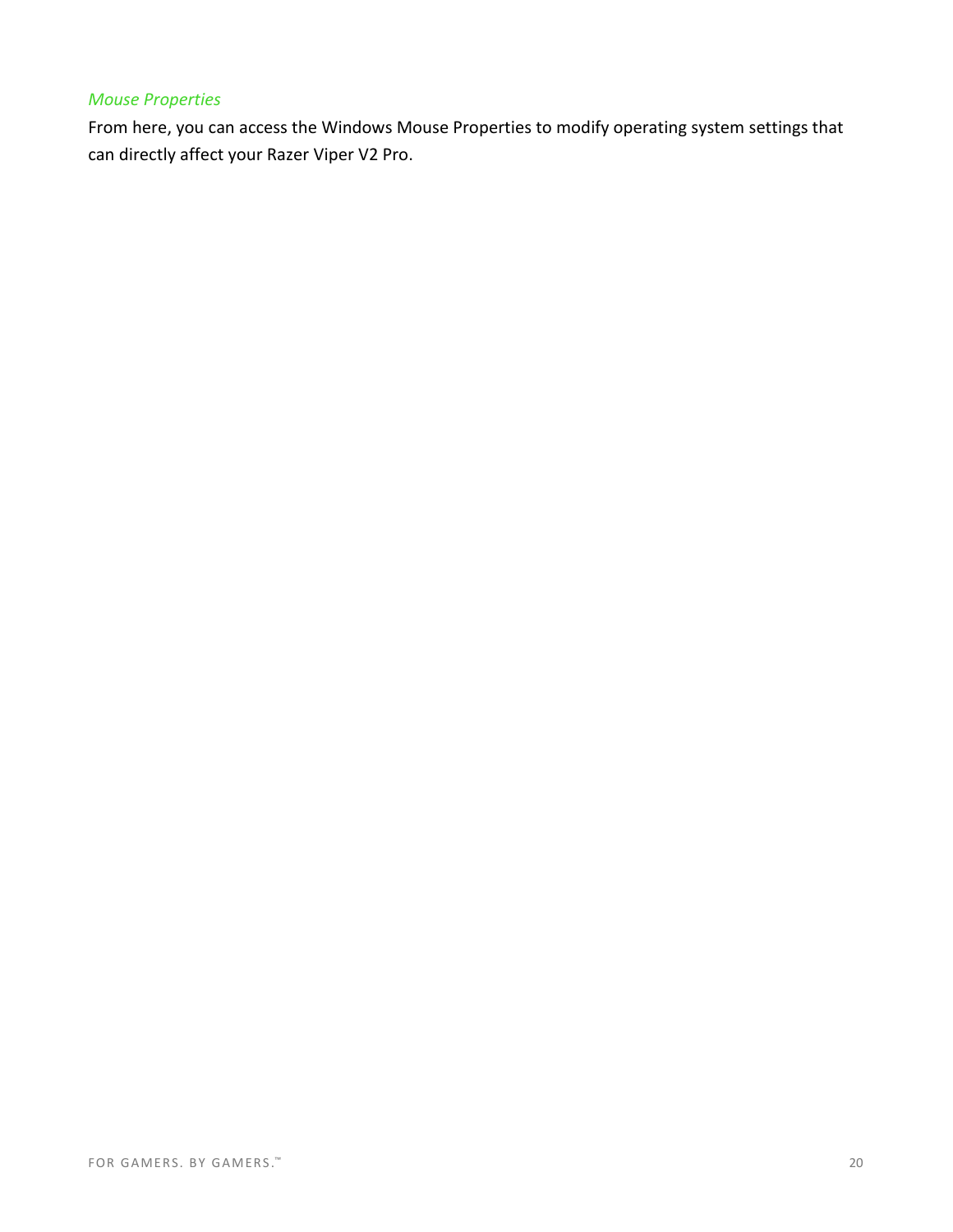*Mouse Properties*

From here, you can access the Windows Mouse Properties to modify operating system settings that can directly affect your Razer Viper V2 Pro.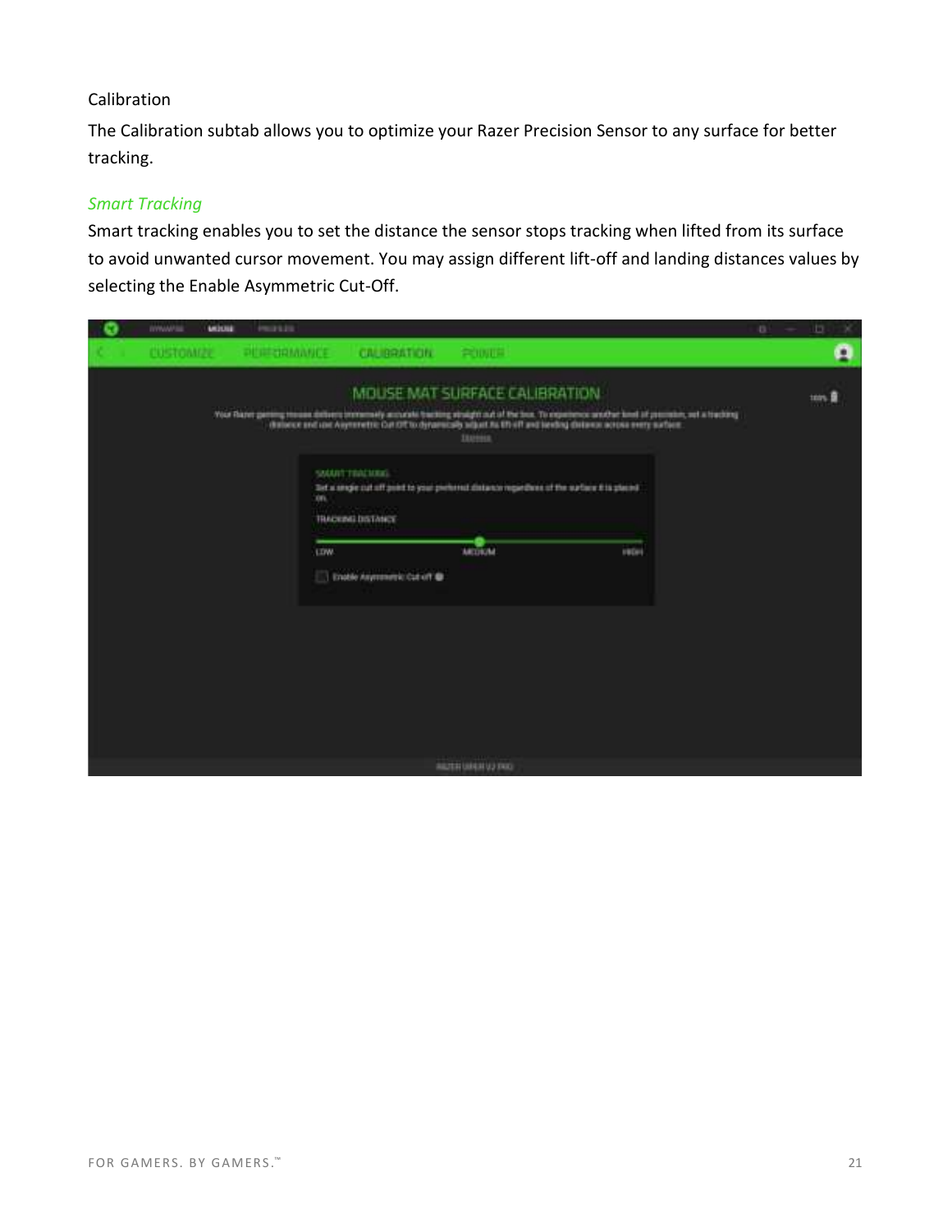Calibration

The Calibration subtab allows you to optimize your Razer Precision Sensor to any surface for better tracking.

*Smart Tracking*

Smart tracking enables you to set the distance the sensor stops tracking when lifted from its surface to avoid unwanted cursor movement. You may assign different lift-off and landing distances values by selecting the Enable Asymmetric Cut-Off.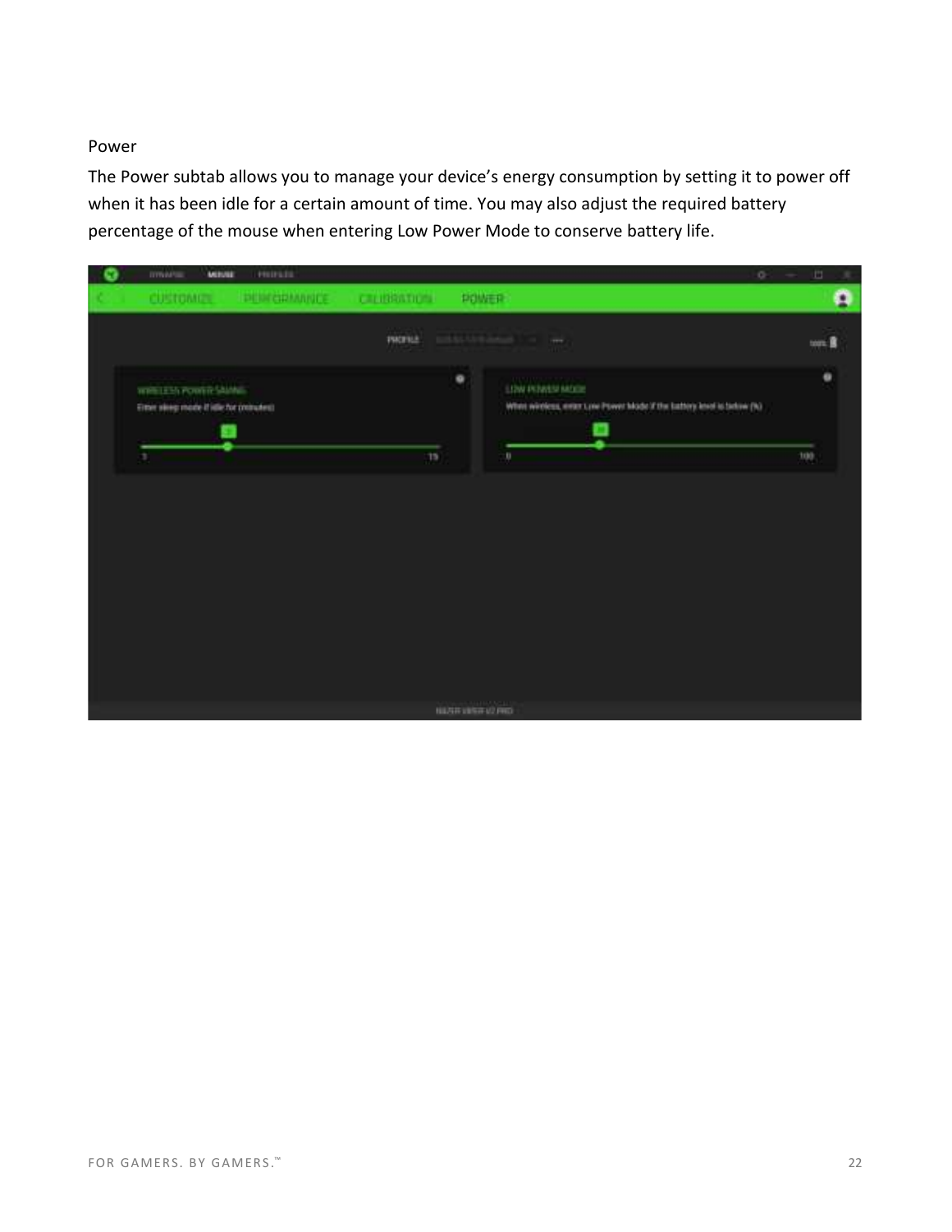### Power

The Power subtab allows you to manage your device's energy consumption by setting it to power off when it has been idle for a certain amount of time. You may also adjust the required battery percentage of the mouse when entering Low Power Mode to conserve battery life.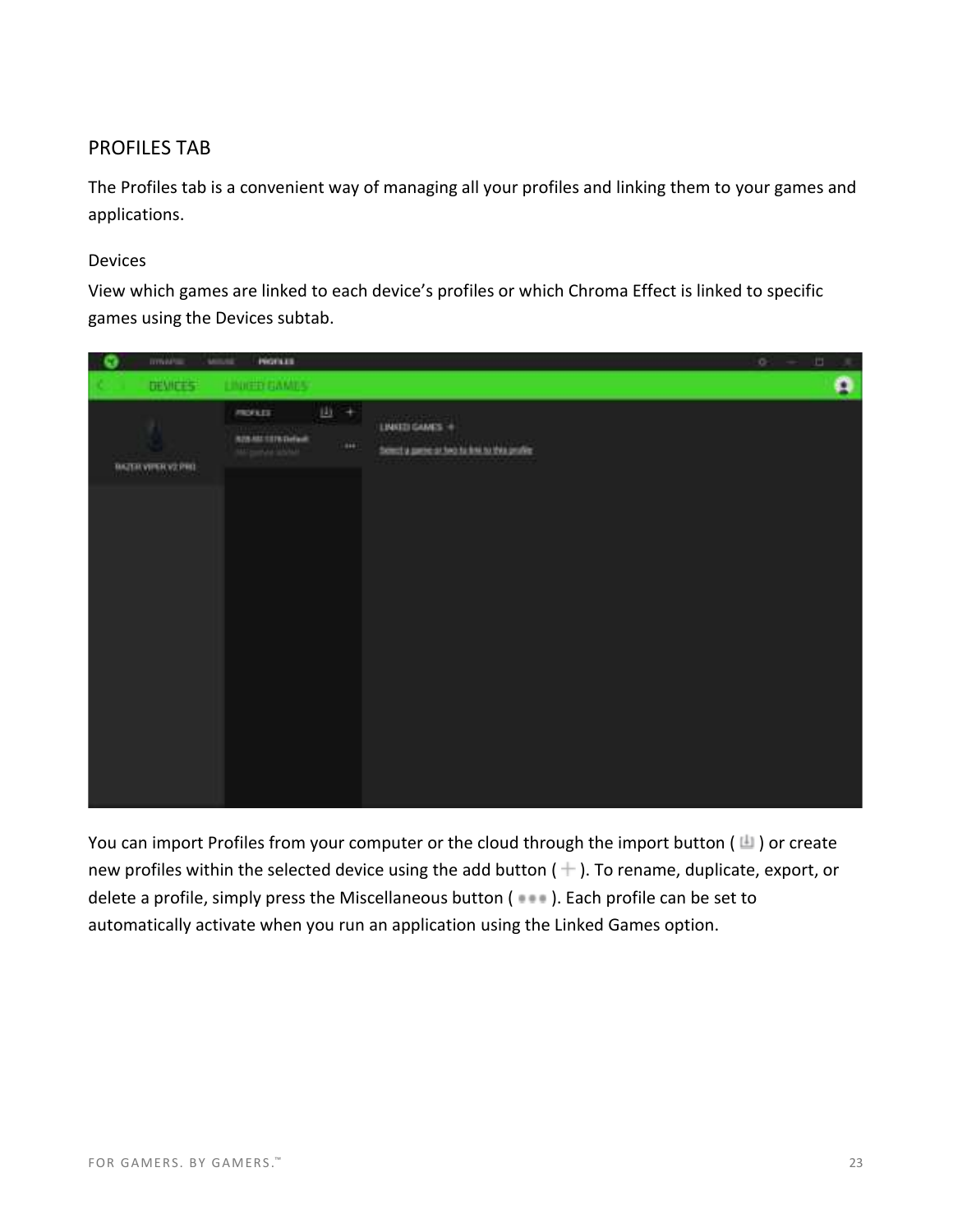## PROFILES TAB

The Profiles tab is a convenient way of managing all your profiles and linking them to your games and applications.

### Devices

View which games are linked to each device's profiles or which Chroma Effect is linked to specific games using the Devices subtab.

You can import Profiles from your computer or the cloud through the import button ( ) or create new profiles within the selected device using the add button ( + ). To rename, duplicate, export, or delete a profile, simply press the Miscellaneous button ( ••• ). Each profile can be set to automatically activate when you run an application using the Linked Games option.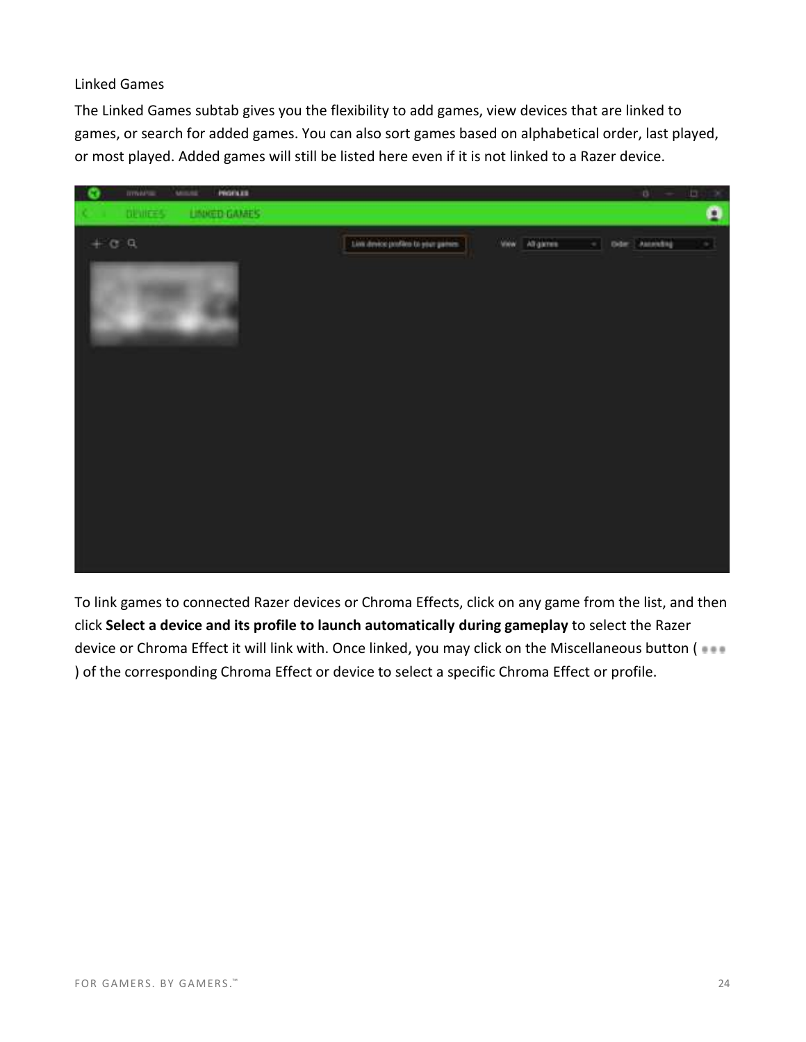## Linked Games

The Linked Games subtab gives you the flexibility to add games, view devices that are linked to games, or search for added games. You can also sort games based on alphabetical order, last played, or most played. Added games will still be listed here even if it is not linked to a Razer device.

To link games to connected Razer devices or Chroma Effects, click on any game from the list, and then click **Select a device and its profile to launch automatically during gameplay** to select the Razer device or Chroma Effect it will link with. Once linked, you may click on the Miscellaneous button ( ••• ) of the corresponding Chroma Effect or device to select a specific Chroma Effect or profile.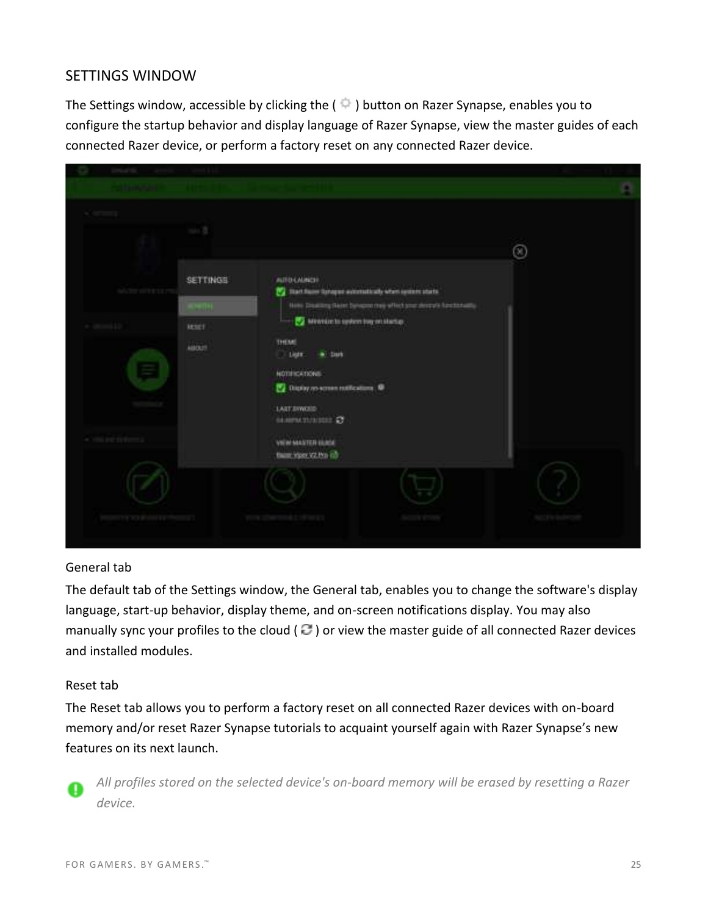## SETTINGS WINDOW

The Settings window, accessible by clicking the ( ⚙ ) button on Razer Synapse, enables you to configure the startup behavior and display language of Razer Synapse, view the master guides of each connected Razer device, or perform a factory reset on any connected Razer device.

### General tab

The default tab of the Settings window, the General tab, enables you to change the software's display language, start-up behavior, display theme, and on-screen notifications display. You may also manually sync your profiles to the cloud ( 🔄 ) or view the master guide of all connected Razer devices and installed modules.

### Reset tab

The Reset tab allows you to perform a factory reset on all connected Razer devices with on-board memory and/or reset Razer Synapse tutorials to acquaint yourself again with Razer Synapse's new features on its next launch.

*All profiles stored on the selected device's on-board memory will be erased by resetting a Razer device.*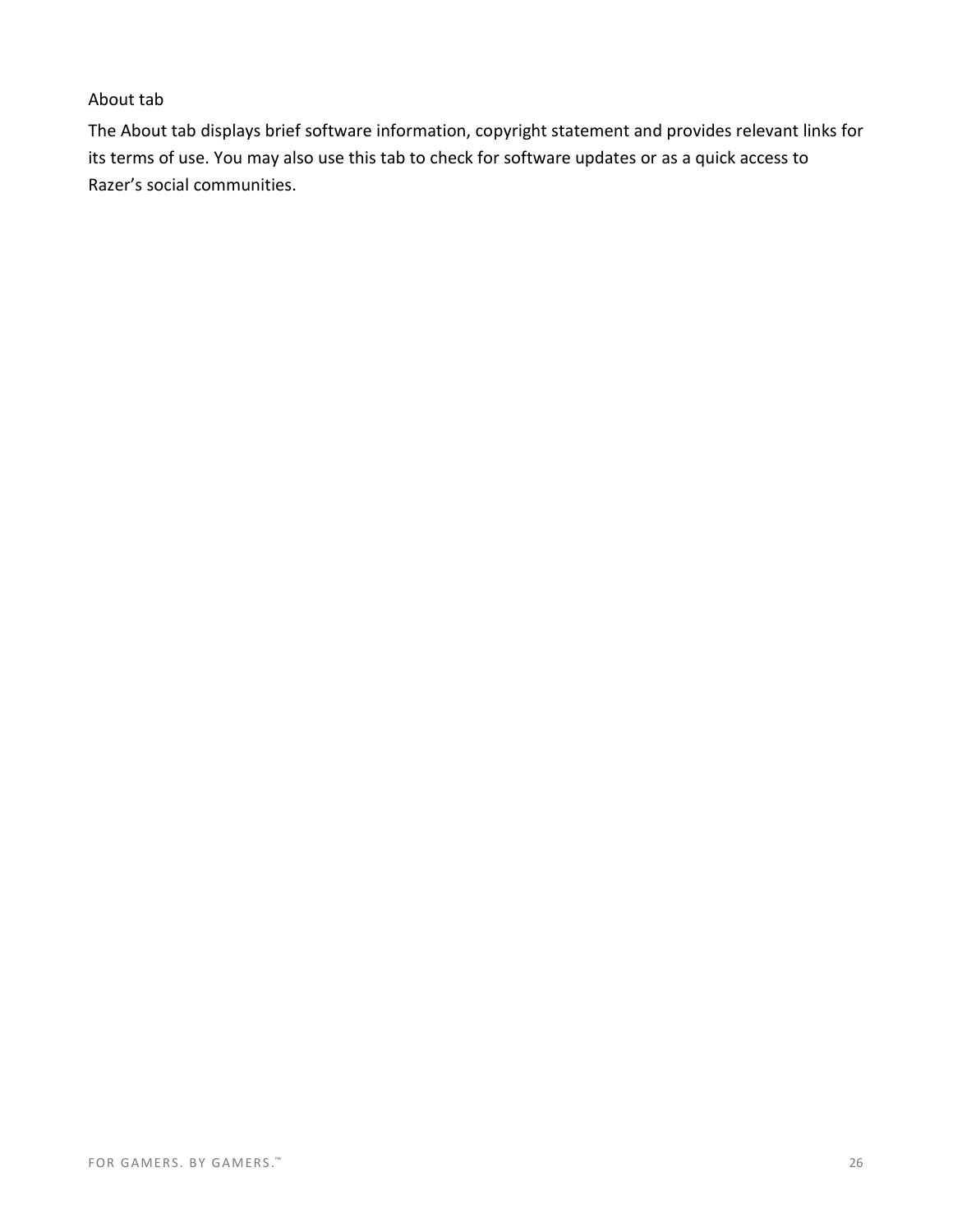### About tab

The About tab displays brief software information, copyright statement and provides relevant links for its terms of use. You may also use this tab to check for software updates or as a quick access to Razer's social communities.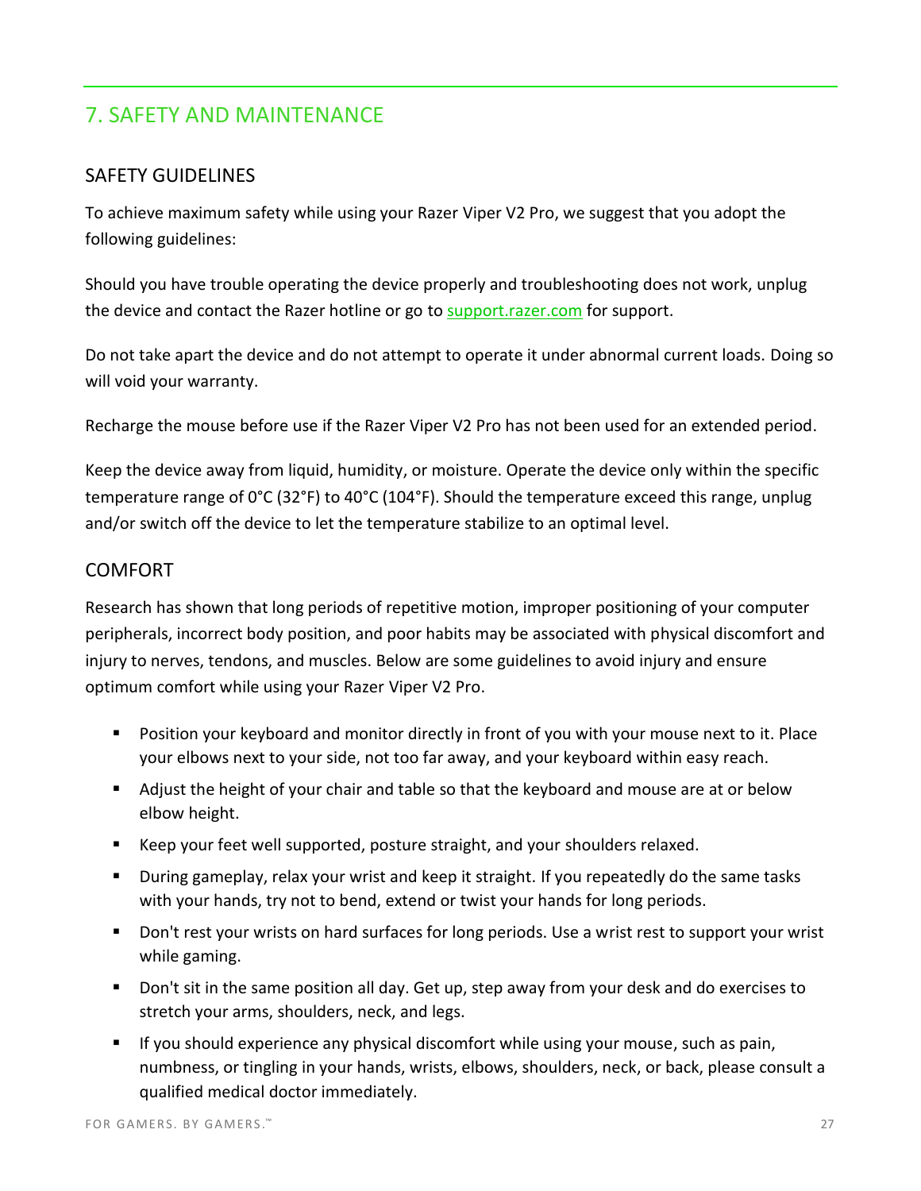# 7. SAFETY AND MAINTENANCE

## SAFETY GUIDELINES

To achieve maximum safety while using your Razer Viper V2 Pro, we suggest that you adopt the following guidelines:

Should you have trouble operating the device properly and troubleshooting does not work, unplug the device and contact the Razer hotline or go to support.razer.com for support.

Do not take apart the device and do not attempt to operate it under abnormal current loads. Doing so will void your warranty.

Recharge the mouse before use if the Razer Viper V2 Pro has not been used for an extended period.

Keep the device away from liquid, humidity, or moisture. Operate the device only within the specific temperature range of 0°C (32°F) to 40°C (104°F). Should the temperature exceed this range, unplug and/or switch off the device to let the temperature stabilize to an optimal level.

## COMFORT

Research has shown that long periods of repetitive motion, improper positioning of your computer peripherals, incorrect body position, and poor habits may be associated with physical discomfort and injury to nerves, tendons, and muscles. Below are some guidelines to avoid injury and ensure optimum comfort while using your Razer Viper V2 Pro.

- Position your keyboard and monitor directly in front of you with your mouse next to it. Place your elbows next to your side, not too far away, and your keyboard within easy reach.
- Adjust the height of your chair and table so that the keyboard and mouse are at or below elbow height.
- Keep your feet well supported, posture straight, and your shoulders relaxed.
- During gameplay, relax your wrist and keep it straight. If you repeatedly do the same tasks with your hands, try not to bend, extend or twist your hands for long periods.
- Don't rest your wrists on hard surfaces for long periods. Use a wrist rest to support your wrist while gaming.
- Don't sit in the same position all day. Get up, step away from your desk and do exercises to stretch your arms, shoulders, neck, and legs.
- If you should experience any physical discomfort while using your mouse, such as pain, numbness, or tingling in your hands, wrists, elbows, shoulders, neck, or back, please consult a qualified medical doctor immediately.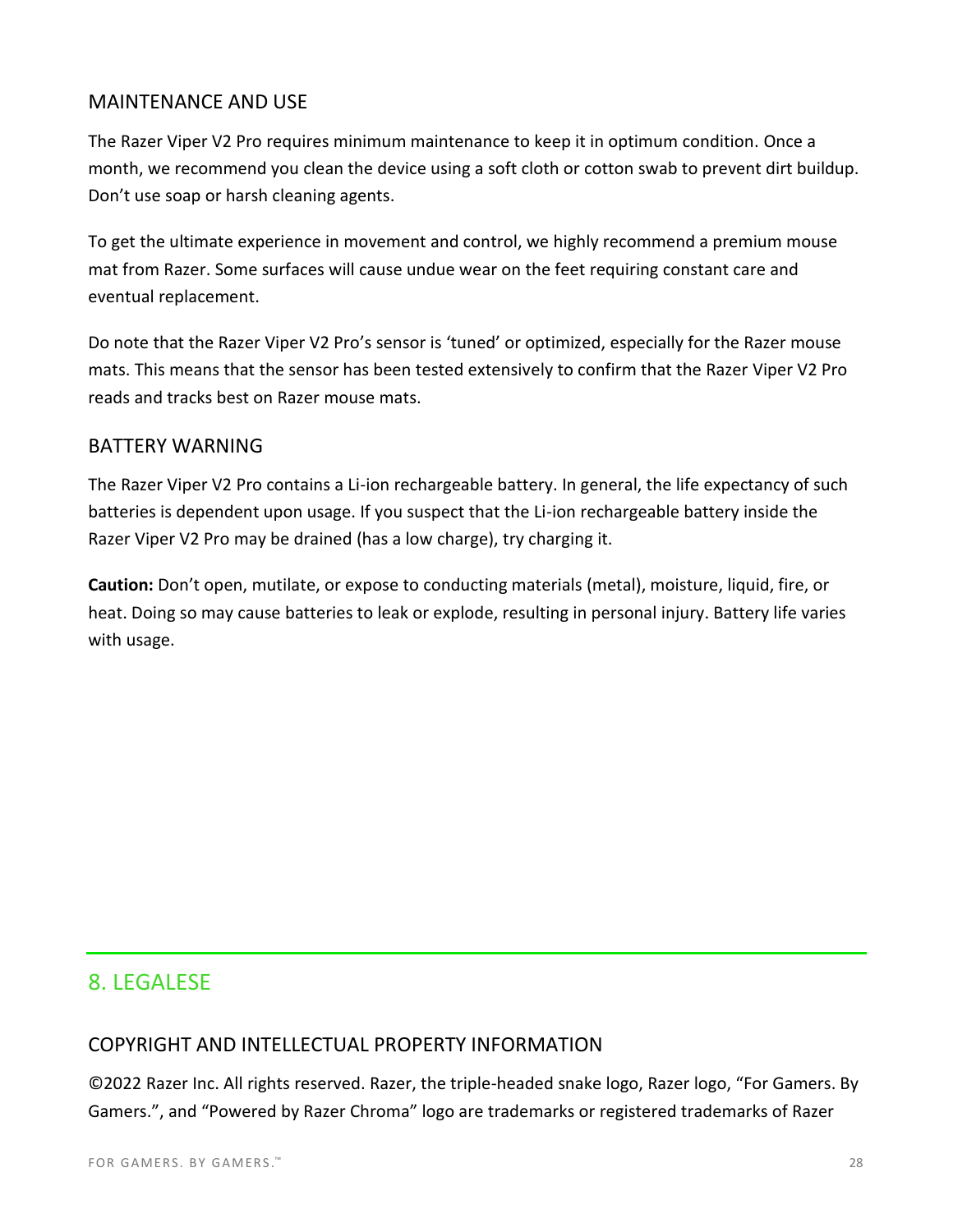### MAINTENANCE AND USE

The Razer Viper V2 Pro requires minimum maintenance to keep it in optimum condition. Once a month, we recommend you clean the device using a soft cloth or cotton swab to prevent dirt buildup. Don't use soap or harsh cleaning agents.

To get the ultimate experience in movement and control, we highly recommend a premium mouse mat from Razer. Some surfaces will cause undue wear on the feet requiring constant care and eventual replacement.

Do note that the Razer Viper V2 Pro's sensor is 'tuned' or optimized, especially for the Razer mouse mats. This means that the sensor has been tested extensively to confirm that the Razer Viper V2 Pro reads and tracks best on Razer mouse mats.

### BATTERY WARNING

The Razer Viper V2 Pro contains a Li-ion rechargeable battery. In general, the life expectancy of such batteries is dependent upon usage. If you suspect that the Li-ion rechargeable battery inside the Razer Viper V2 Pro may be drained (has a low charge), try charging it.

**Caution:** Don't open, mutilate, or expose to conducting materials (metal), moisture, liquid, fire, or heat. Doing so may cause batteries to leak or explode, resulting in personal injury. Battery life varies with usage.

## 8. LEGALESE

### COPYRIGHT AND INTELLECTUAL PROPERTY INFORMATION

©2022 Razer Inc. All rights reserved. Razer, the triple-headed snake logo, Razer logo, "For Gamers. By Gamers.", and "Powered by Razer Chroma" logo are trademarks or registered trademarks of Razer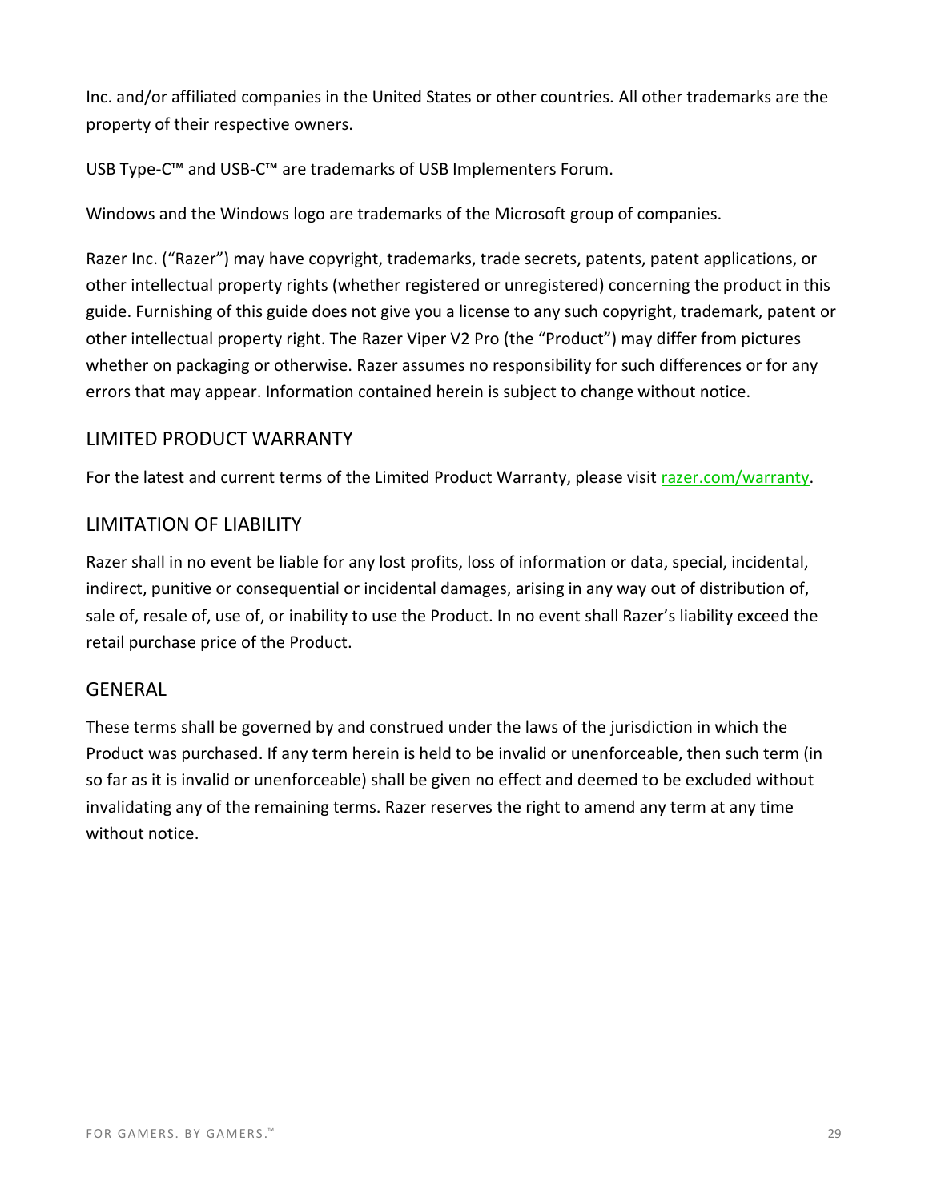Inc. and/or affiliated companies in the United States or other countries. All other trademarks are the property of their respective owners.

USB Type-C™ and USB-C™ are trademarks of USB Implementers Forum.

Windows and the Windows logo are trademarks of the Microsoft group of companies.

Razer Inc. ("Razer") may have copyright, trademarks, trade secrets, patents, patent applications, or other intellectual property rights (whether registered or unregistered) concerning the product in this guide. Furnishing of this guide does not give you a license to any such copyright, trademark, patent or other intellectual property right. The Razer Viper V2 Pro (the "Product") may differ from pictures whether on packaging or otherwise. Razer assumes no responsibility for such differences or for any errors that may appear. Information contained herein is subject to change without notice.

## LIMITED PRODUCT WARRANTY

For the latest and current terms of the Limited Product Warranty, please visit [razer.com/warranty](razer.com/warranty).

## LIMITATION OF LIABILITY

Razer shall in no event be liable for any lost profits, loss of information or data, special, incidental, indirect, punitive or consequential or incidental damages, arising in any way out of distribution of, sale of, resale of, use of, or inability to use the Product. In no event shall Razer's liability exceed the retail purchase price of the Product.

## GENERAL

These terms shall be governed by and construed under the laws of the jurisdiction in which the Product was purchased. If any term herein is held to be invalid or unenforceable, then such term (in so far as it is invalid or unenforceable) shall be given no effect and deemed to be excluded without invalidating any of the remaining terms. Razer reserves the right to amend any term at any time without notice.